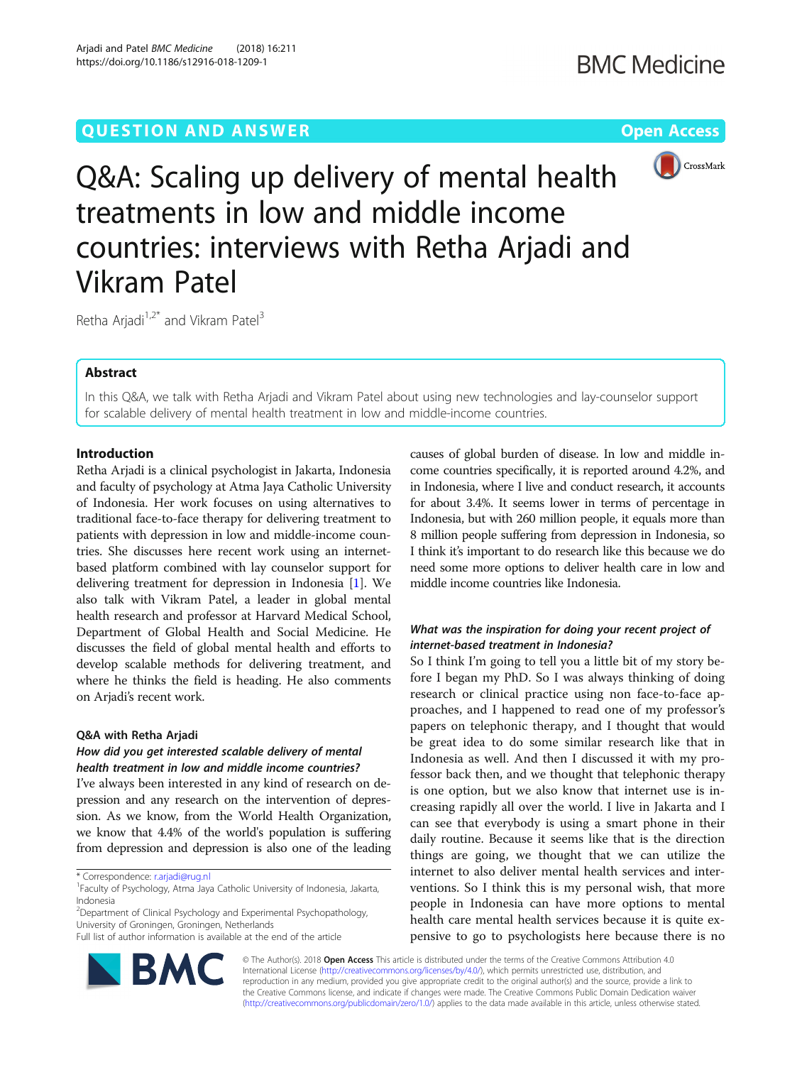# Q&A: Scaling up delivery of mental health treatments in low and middle income countries: interviews with Retha Arjadi and Vikram Patel

Retha Arjadi[1,2*] and Vikram Patel[3]

## Abstract

In this Q&A, we talk with Retha Arjadi and Vikram Patel about using new technologies and lay-counselor support for scalable delivery of mental health treatment in low and middle-income countries.

## Introduction

Retha Arjadi is a clinical psychologist in Jakarta, Indonesia and faculty of psychology at Atma Jaya Catholic University of Indonesia. Her work focuses on using alternatives to traditional face-to-face therapy for delivering treatment to patients with depression in low and middle-income countries. She discusses here recent work using an internet-based platform combined with lay counselor support for delivering treatment for depression in Indonesia [1]. We also talk with Vikram Patel, a leader in global mental health research and professor at Harvard Medical School, Department of Global Health and Social Medicine. He discusses the field of global mental health and efforts to develop scalable methods for delivering treatment, and where he thinks the field is heading. He also comments on Arjadi's recent work.

### Q&A with Retha Arjadi

#### *How did you get interested scalable delivery of mental health treatment in low and middle income countries?*

I've always been interested in any kind of research on depression and any research on the intervention of depression. As we know, from the World Health Organization, we know that 4.4% of the world's population is suffering from depression and depression is also one of the leading causes of global burden of disease. In low and middle income countries specifically, it is reported around 4.2%, and in Indonesia, where I live and conduct research, it accounts for about 3.4%. It seems lower in terms of percentage in Indonesia, but with 260 million people, it equals more than 8 million people suffering from depression in Indonesia, so I think it's important to do research like this because we do need some more options to deliver health care in low and middle income countries like Indonesia.

#### *What was the inspiration for doing your recent project of internet-based treatment in Indonesia?*

So I think I'm going to tell you a little bit of my story before I began my PhD. So I was always thinking of doing research or clinical practice using non face-to-face approaches, and I happened to read one of my professor's papers on telephonic therapy, and I thought that would be great idea to do some similar research like that in Indonesia as well. And then I discussed it with my professor back then, and we thought that telephonic therapy is one option, but we also know that internet use is increasing rapidly all over the world. I live in Jakarta and I can see that everybody is using a smart phone in their daily routine. Because it seems like that is the direction things are going, we thought that we can utilize the internet to also deliver mental health services and interventions. So I think this is my personal wish, that more people in Indonesia can have more options to mental health care mental health services because it is quite expensive to go to psychologists here because there is no

---

* Correspondence: r.arjadi@rug.nl

[1]Faculty of Psychology, Atma Jaya Catholic University of Indonesia, Jakarta, Indonesia

[2]Department of Clinical Psychology and Experimental Psychopathology, University of Groningen, Groningen, Netherlands

Full list of author information is available at the end of the article

© The Author(s). 2018 **Open Access** This article is distributed under the terms of the Creative Commons Attribution 4.0 International License (http://creativecommons.org/licenses/by/4.0/), which permits unrestricted use, distribution, and reproduction in any medium, provided you give appropriate credit to the original author(s) and the source, provide a link to the Creative Commons license, and indicate if changes were made. The Creative Commons Public Domain Dedication waiver (http://creativecommons.org/publicdomain/zero/1.0/) applies to the data made available in this article, unless otherwise stated.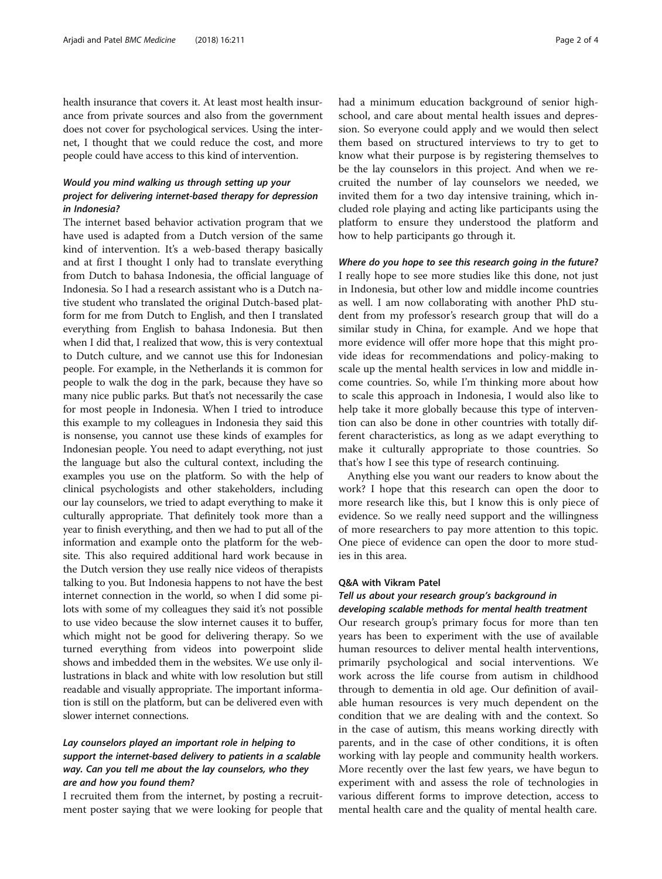health insurance that covers it. At least most health insurance from private sources and also from the government does not cover for psychological services. Using the internet, I thought that we could reduce the cost, and more people could have access to this kind of intervention.

### *Would you mind walking us through setting up your project for delivering internet-based therapy for depression in Indonesia?*

The internet based behavior activation program that we have used is adapted from a Dutch version of the same kind of intervention. It's a web-based therapy basically and at first I thought I only had to translate everything from Dutch to bahasa Indonesia, the official language of Indonesia. So I had a research assistant who is a Dutch native student who translated the original Dutch-based platform for me from Dutch to English, and then I translated everything from English to bahasa Indonesia. But then when I did that, I realized that wow, this is very contextual to Dutch culture, and we cannot use this for Indonesian people. For example, in the Netherlands it is common for people to walk the dog in the park, because they have so many nice public parks. But that's not necessarily the case for most people in Indonesia. When I tried to introduce this example to my colleagues in Indonesia they said this is nonsense, you cannot use these kinds of examples for Indonesian people. You need to adapt everything, not just the language but also the cultural context, including the examples you use on the platform. So with the help of clinical psychologists and other stakeholders, including our lay counselors, we tried to adapt everything to make it culturally appropriate. That definitely took more than a year to finish everything, and then we had to put all of the information and example onto the platform for the website. This also required additional hard work because in the Dutch version they use really nice videos of therapists talking to you. But Indonesia happens to not have the best internet connection in the world, so when I did some pilots with some of my colleagues they said it's not possible to use video because the slow internet causes it to buffer, which might not be good for delivering therapy. So we turned everything from videos into powerpoint slide shows and imbedded them in the websites. We use only illustrations in black and white with low resolution but still readable and visually appropriate. The important information is still on the platform, but can be delivered even with slower internet connections.

### *Lay counselors played an important role in helping to support the internet-based delivery to patients in a scalable way. Can you tell me about the lay counselors, who they are and how you found them?*

I recruited them from the internet, by posting a recruitment poster saying that we were looking for people that had a minimum education background of senior high-school, and care about mental health issues and depression. So everyone could apply and we would then select them based on structured interviews to try to get to know what their purpose is by registering themselves to be the lay counselors in this project. And when we recruited the number of lay counselors we needed, we invited them for a two day intensive training, which included role playing and acting like participants using the platform to ensure they understood the platform and how to help participants go through it.

### *Where do you hope to see this research going in the future?*

I really hope to see more studies like this done, not just in Indonesia, but other low and middle income countries as well. I am now collaborating with another PhD student from my professor's research group that will do a similar study in China, for example. And we hope that more evidence will offer more hope that this might provide ideas for recommendations and policy-making to scale up the mental health services in low and middle income countries. So, while I'm thinking more about how to scale this approach in Indonesia, I would also like to help take it more globally because this type of intervention can also be done in other countries with totally different characteristics, as long as we adapt everything to make it culturally appropriate to those countries. So that's how I see this type of research continuing.

Anything else you want our readers to know about the work? I hope that this research can open the door to more research like this, but I know this is only piece of evidence. So we really need support and the willingness of more researchers to pay more attention to this topic. One piece of evidence can open the door to more studies in this area.

## Q&A with Vikram Patel

### *Tell us about your research group's background in developing scalable methods for mental health treatment*

Our research group's primary focus for more than ten years has been to experiment with the use of available human resources to deliver mental health interventions, primarily psychological and social interventions. We work across the life course from autism in childhood through to dementia in old age. Our definition of available human resources is very much dependent on the condition that we are dealing with and the context. So in the case of autism, this means working directly with parents, and in the case of other conditions, it is often working with lay people and community health workers. More recently over the last few years, we have begun to experiment with and assess the role of technologies in various different forms to improve detection, access to mental health care and the quality of mental health care.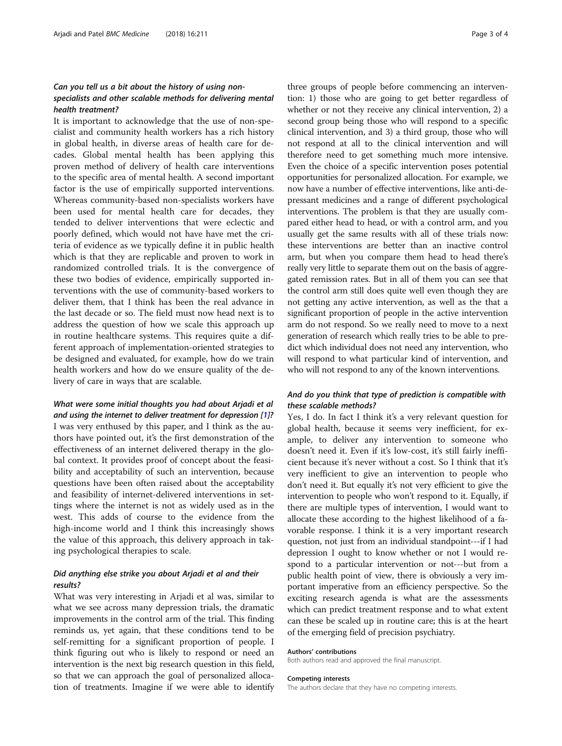### *Can you tell us a bit about the history of using non-specialists and other scalable methods for delivering mental health treatment?*

It is important to acknowledge that the use of non-specialist and community health workers has a rich history in global health, in diverse areas of health care for decades. Global mental health has been applying this proven method of delivery of health care interventions to the specific area of mental health. A second important factor is the use of empirically supported interventions. Whereas community-based non-specialists workers have been used for mental health care for decades, they tended to deliver interventions that were eclectic and poorly defined, which would not have have met the criteria of evidence as we typically define it in public health which is that they are replicable and proven to work in randomized controlled trials. It is the convergence of these two bodies of evidence, empirically supported interventions with the use of community-based workers to deliver them, that I think has been the real advance in the last decade or so. The field must now head next is to address the question of how we scale this approach up in routine healthcare systems. This requires quite a different approach of implementation-oriented strategies to be designed and evaluated, for example, how do we train health workers and how do we ensure quality of the delivery of care in ways that are scalable.

### *What were some initial thoughts you had about Arjadi et al and using the internet to deliver treatment for depression [1]?*

I was very enthused by this paper, and I think as the authors have pointed out, it's the first demonstration of the effectiveness of an internet delivered therapy in the global context. It provides proof of concept about the feasibility and acceptability of such an intervention, because questions have been often raised about the acceptability and feasibility of internet-delivered interventions in settings where the internet is not as widely used as in the west. This adds of course to the evidence from the high-income world and I think this increasingly shows the value of this approach, this delivery approach in taking psychological therapies to scale.

### *Did anything else strike you about Arjadi et al and their results?*

What was very interesting in Arjadi et al was, similar to what we see across many depression trials, the dramatic improvements in the control arm of the trial. This finding reminds us, yet again, that these conditions tend to be self-remitting for a significant proportion of people. I think figuring out who is likely to respond or need an intervention is the next big research question in this field, so that we can approach the goal of personalized allocation of treatments. Imagine if we were able to identify three groups of people before commencing an intervention: 1) those who are going to get better regardless of whether or not they receive any clinical intervention, 2) a second group being those who will respond to a specific clinical intervention, and 3) a third group, those who will not respond at all to the clinical intervention and will therefore need to get something much more intensive. Even the choice of a specific intervention poses potential opportunities for personalized allocation. For example, we now have a number of effective interventions, like anti-depressant medicines and a range of different psychological interventions. The problem is that they are usually compared either head to head, or with a control arm, and you usually get the same results with all of these trials now: these interventions are better than an inactive control arm, but when you compare them head to head there's really very little to separate them out on the basis of aggregated remission rates. But in all of them you can see that the control arm still does quite well even though they are not getting any active intervention, as well as the that a significant proportion of people in the active intervention arm do not respond. So we really need to move to a next generation of research which really tries to be able to predict which individual does not need any intervention, who will respond to what particular kind of intervention, and who will not respond to any of the known interventions.

### *And do you think that type of prediction is compatible with these scalable methods?*

Yes, I do. In fact I think it's a very relevant question for global health, because it seems very inefficient, for example, to deliver any intervention to someone who doesn't need it. Even if it's low-cost, it's still fairly inefficient because it's never without a cost. So I think that it's very inefficient to give an intervention to people who don't need it. But equally it's not very efficient to give the intervention to people who won't respond to it. Equally, if there are multiple types of intervention, I would want to allocate these according to the highest likelihood of a favorable response. I think it is a very important research question, not just from an individual standpoint---if I had depression I ought to know whether or not I would respond to a particular intervention or not---but from a public health point of view, there is obviously a very important imperative from an efficiency perspective. So the exciting research agenda is what are the assessments which can predict treatment response and to what extent can these be scaled up in routine care; this is at the heart of the emerging field of precision psychiatry.

#### Authors' contributions

Both authors read and approved the final manuscript.

#### Competing interests

The authors declare that they have no competing interests.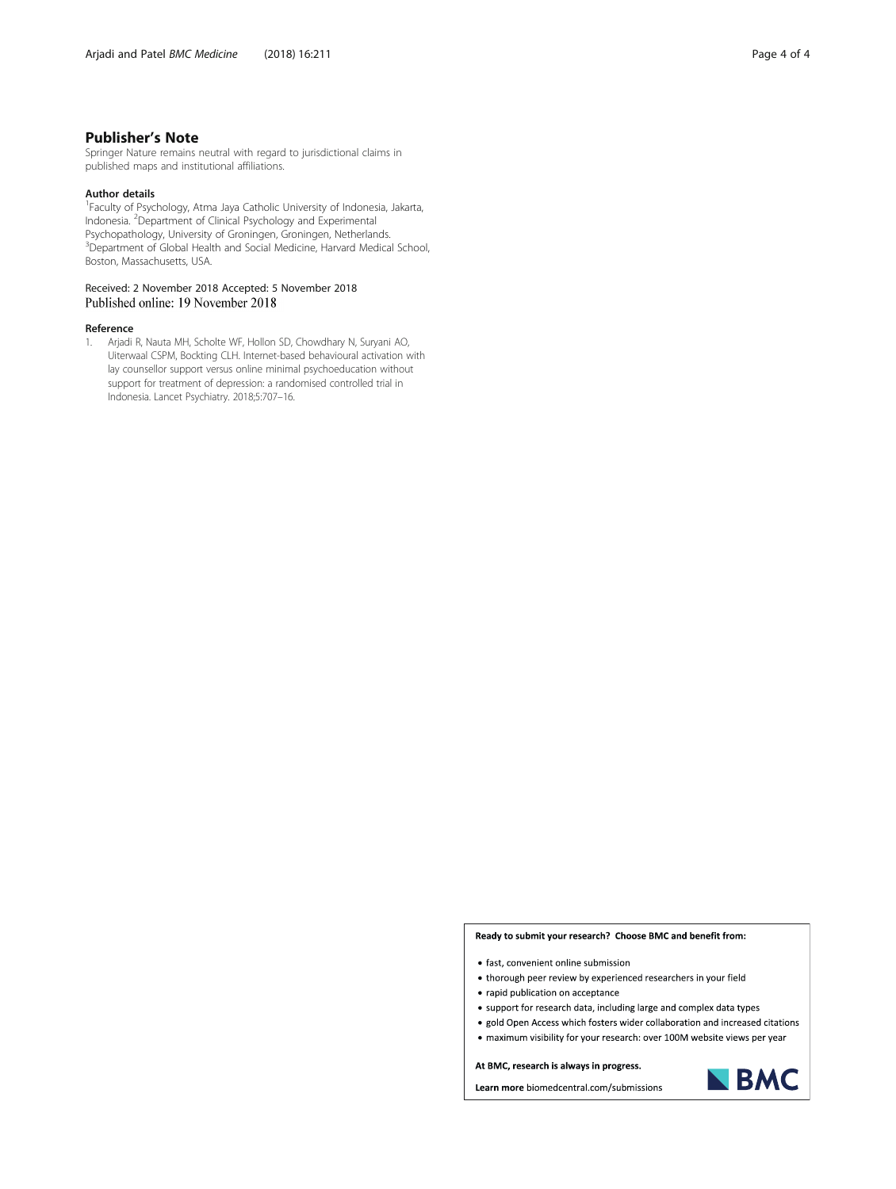## Publisher's Note

Springer Nature remains neutral with regard to jurisdictional claims in published maps and institutional affiliations.

### Author details

[1]Faculty of Psychology, Atma Jaya Catholic University of Indonesia, Jakarta, Indonesia. [2]Department of Clinical Psychology and Experimental Psychopathology, University of Groningen, Groningen, Netherlands. [3]Department of Global Health and Social Medicine, Harvard Medical School, Boston, Massachusetts, USA.

Received: 2 November 2018 Accepted: 5 November 2018
Published online: 19 November 2018

### Reference

1. Arjadi R, Nauta MH, Scholte WF, Hollon SD, Chowdhary N, Suryani AO, Uiterwaal CSPM, Bockting CLH. Internet-based behavioural activation with lay counsellor support versus online minimal psychoeducation without support for treatment of depression: a randomised controlled trial in Indonesia. Lancet Psychiatry. 2018;5:707–16.

**Ready to submit your research? Choose BMC and benefit from:**

- fast, convenient online submission
- thorough peer review by experienced researchers in your field
- rapid publication on acceptance
- support for research data, including large and complex data types
- gold Open Access which fosters wider collaboration and increased citations
- maximum visibility for your research: over 100M website views per year

**At BMC, research is always in progress.**

**Learn more** biomedcentral.com/submissions

BMC